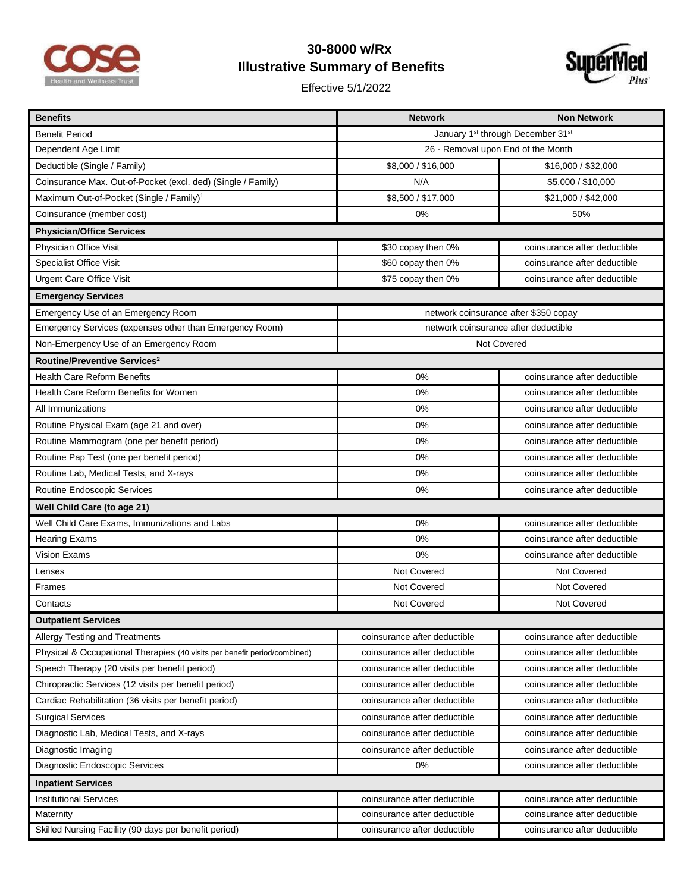# 30-8000 w/Rx
# Illustrative Summary of Benefits

Effective 5/1/2022

| Benefits | Network | Non Network |
|---|---|---|
| Benefit Period | January 1st through December 31st | |
| Dependent Age Limit | 26 - Removal upon End of the Month | |
| Deductible (Single / Family) | $8,000 / $16,000 | $16,000 / $32,000 |
| Coinsurance Max. Out-of-Pocket (excl. ded) (Single / Family) | N/A | $5,000 / $10,000 |
| Maximum Out-of-Pocket (Single / Family)[1] | $8,500 / $17,000 | $21,000 / $42,000 |
| Coinsurance (member cost) | 0% | 50% |
| **Physician/Office Services** | | |
| Physician Office Visit | $30 copay then 0% | coinsurance after deductible |
| Specialist Office Visit | $60 copay then 0% | coinsurance after deductible |
| Urgent Care Office Visit | $75 copay then 0% | coinsurance after deductible |
| **Emergency Services** | | |
| Emergency Use of an Emergency Room | network coinsurance after $350 copay | |
| Emergency Services (expenses other than Emergency Room) | network coinsurance after deductible | |
| Non-Emergency Use of an Emergency Room | Not Covered | |
| **Routine/Preventive Services[2]** | | |
| Health Care Reform Benefits | 0% | coinsurance after deductible |
| Health Care Reform Benefits for Women | 0% | coinsurance after deductible |
| All Immunizations | 0% | coinsurance after deductible |
| Routine Physical Exam (age 21 and over) | 0% | coinsurance after deductible |
| Routine Mammogram (one per benefit period) | 0% | coinsurance after deductible |
| Routine Pap Test (one per benefit period) | 0% | coinsurance after deductible |
| Routine Lab, Medical Tests, and X-rays | 0% | coinsurance after deductible |
| Routine Endoscopic Services | 0% | coinsurance after deductible |
| **Well Child Care (to age 21)** | | |
| Well Child Care Exams, Immunizations and Labs | 0% | coinsurance after deductible |
| Hearing Exams | 0% | coinsurance after deductible |
| Vision Exams | 0% | coinsurance after deductible |
| Lenses | Not Covered | Not Covered |
| Frames | Not Covered | Not Covered |
| Contacts | Not Covered | Not Covered |
| **Outpatient Services** | | |
| Allergy Testing and Treatments | coinsurance after deductible | coinsurance after deductible |
| Physical & Occupational Therapies (40 visits per benefit period/combined) | coinsurance after deductible | coinsurance after deductible |
| Speech Therapy (20 visits per benefit period) | coinsurance after deductible | coinsurance after deductible |
| Chiropractic Services (12 visits per benefit period) | coinsurance after deductible | coinsurance after deductible |
| Cardiac Rehabilitation (36 visits per benefit period) | coinsurance after deductible | coinsurance after deductible |
| Surgical Services | coinsurance after deductible | coinsurance after deductible |
| Diagnostic Lab, Medical Tests, and X-rays | coinsurance after deductible | coinsurance after deductible |
| Diagnostic Imaging | coinsurance after deductible | coinsurance after deductible |
| Diagnostic Endoscopic Services | 0% | coinsurance after deductible |
| **Inpatient Services** | | |
| Institutional Services | coinsurance after deductible | coinsurance after deductible |
| Maternity | coinsurance after deductible | coinsurance after deductible |
| Skilled Nursing Facility (90 days per benefit period) | coinsurance after deductible | coinsurance after deductible |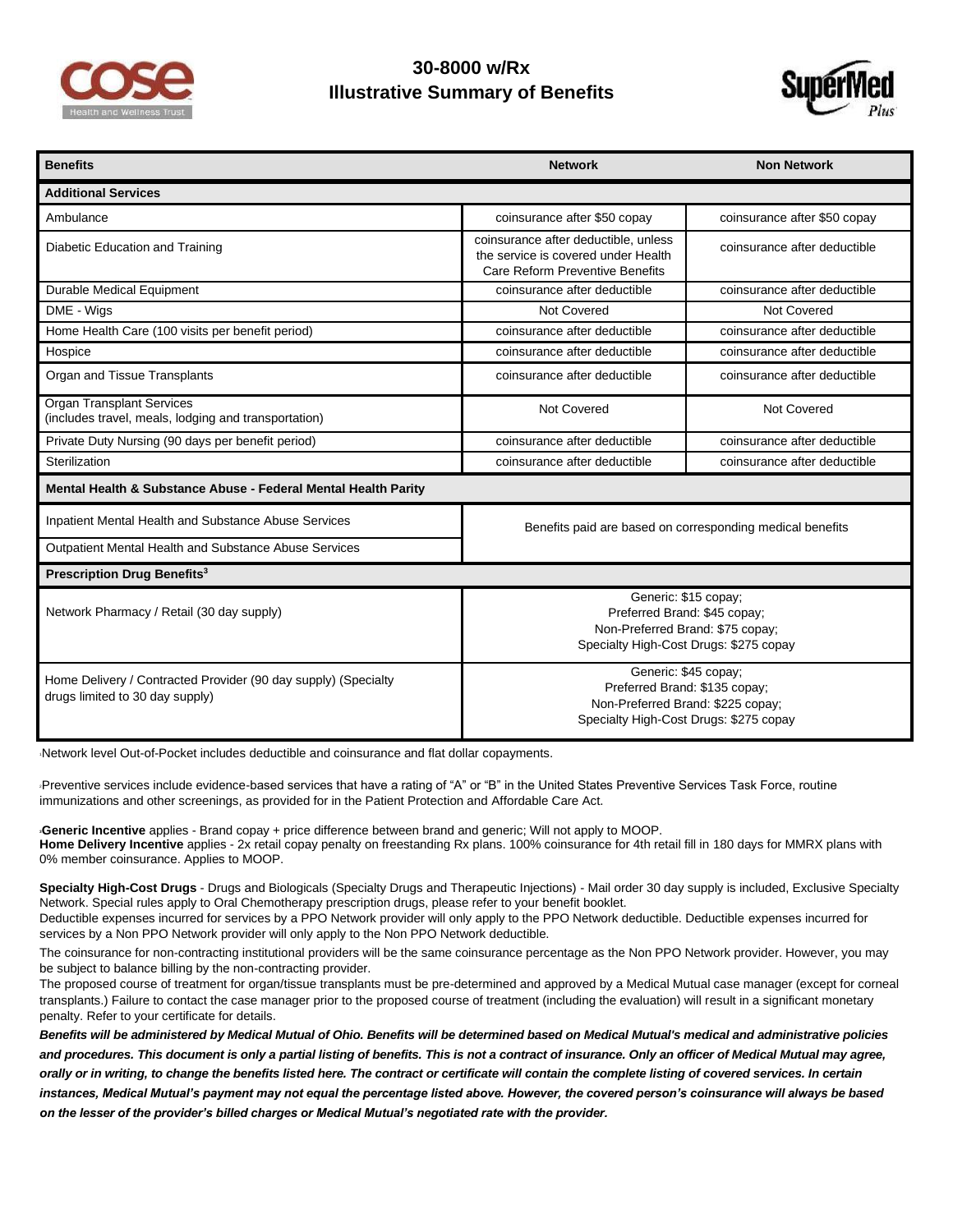# 30-8000 w/Rx
# Illustrative Summary of Benefits

| Benefits | Network | Non Network |
|---|---|---|
| **Additional Services** | | |
| Ambulance | coinsurance after $50 copay | coinsurance after $50 copay |
| Diabetic Education and Training | coinsurance after deductible, unless the service is covered under Health Care Reform Preventive Benefits | coinsurance after deductible |
| Durable Medical Equipment | coinsurance after deductible | coinsurance after deductible |
| DME - Wigs | Not Covered | Not Covered |
| Home Health Care (100 visits per benefit period) | coinsurance after deductible | coinsurance after deductible |
| Hospice | coinsurance after deductible | coinsurance after deductible |
| Organ and Tissue Transplants | coinsurance after deductible | coinsurance after deductible |
| Organ Transplant Services (includes travel, meals, lodging and transportation) | Not Covered | Not Covered |
| Private Duty Nursing (90 days per benefit period) | coinsurance after deductible | coinsurance after deductible |
| Sterilization | coinsurance after deductible | coinsurance after deductible |
| **Mental Health & Substance Abuse - Federal Mental Health Parity** | | |
| Inpatient Mental Health and Substance Abuse Services | Benefits paid are based on corresponding medical benefits | |
| Outpatient Mental Health and Substance Abuse Services | | |
| **Prescription Drug Benefits[3]** | | |
| Network Pharmacy / Retail (30 day supply) | Generic: $15 copay; Preferred Brand: $45 copay; Non-Preferred Brand: $75 copay; Specialty High-Cost Drugs: $275 copay | |
| Home Delivery / Contracted Provider (90 day supply) (Specialty drugs limited to 30 day supply) | Generic: $45 copay; Preferred Brand: $135 copay; Non-Preferred Brand: $225 copay; Specialty High-Cost Drugs: $275 copay | |

[1]Network level Out-of-Pocket includes deductible and coinsurance and flat dollar copayments.

[2]Preventive services include evidence-based services that have a rating of "A" or "B" in the United States Preventive Services Task Force, routine immunizations and other screenings, as provided for in the Patient Protection and Affordable Care Act.

[3]**Generic Incentive** applies - Brand copay + price difference between brand and generic; Will not apply to MOOP.
**Home Delivery Incentive** applies - 2x retail copay penalty on freestanding Rx plans. 100% coinsurance for 4th retail fill in 180 days for MMRX plans with 0% member coinsurance. Applies to MOOP.

**Specialty High-Cost Drugs** - Drugs and Biologicals (Specialty Drugs and Therapeutic Injections) - Mail order 30 day supply is included, Exclusive Specialty Network. Special rules apply to Oral Chemotherapy prescription drugs, please refer to your benefit booklet.
Deductible expenses incurred for services by a PPO Network provider will only apply to the PPO Network deductible. Deductible expenses incurred for services by a Non PPO Network provider will only apply to the Non PPO Network deductible.

The coinsurance for non-contracting institutional providers will be the same coinsurance percentage as the Non PPO Network provider. However, you may be subject to balance billing by the non-contracting provider.

The proposed course of treatment for organ/tissue transplants must be pre-determined and approved by a Medical Mutual case manager (except for corneal transplants.) Failure to contact the case manager prior to the proposed course of treatment (including the evaluation) will result in a significant monetary penalty. Refer to your certificate for details.

***Benefits will be administered by Medical Mutual of Ohio. Benefits will be determined based on Medical Mutual's medical and administrative policies and procedures. This document is only a partial listing of benefits. This is not a contract of insurance. Only an officer of Medical Mutual may agree, orally or in writing, to change the benefits listed here. The contract or certificate will contain the complete listing of covered services. In certain instances, Medical Mutual's payment may not equal the percentage listed above. However, the covered person's coinsurance will always be based on the lesser of the provider's billed charges or Medical Mutual's negotiated rate with the provider.***